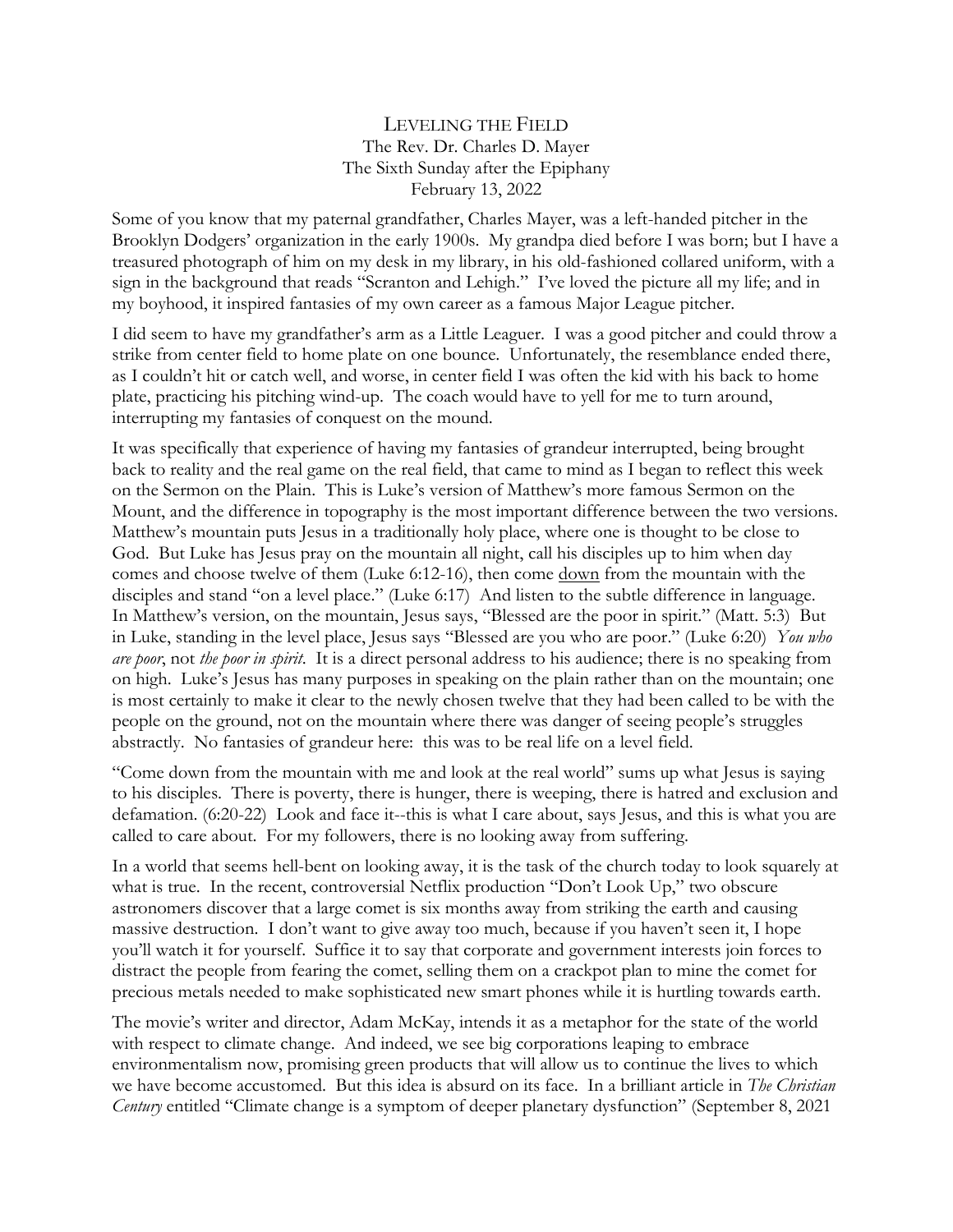# Leveling the Field

The Rev. Dr. Charles D. Mayer
The Sixth Sunday after the Epiphany
February 13, 2022

Some of you know that my paternal grandfather, Charles Mayer, was a left-handed pitcher in the Brooklyn Dodgers' organization in the early 1900s. My grandpa died before I was born; but I have a treasured photograph of him on my desk in my library, in his old-fashioned collared uniform, with a sign in the background that reads "Scranton and Lehigh." I've loved the picture all my life; and in my boyhood, it inspired fantasies of my own career as a famous Major League pitcher.

I did seem to have my grandfather's arm as a Little Leaguer. I was a good pitcher and could throw a strike from center field to home plate on one bounce. Unfortunately, the resemblance ended there, as I couldn't hit or catch well, and worse, in center field I was often the kid with his back to home plate, practicing his pitching wind-up. The coach would have to yell for me to turn around, interrupting my fantasies of conquest on the mound.

It was specifically that experience of having my fantasies of grandeur interrupted, being brought back to reality and the real game on the real field, that came to mind as I began to reflect this week on the Sermon on the Plain. This is Luke's version of Matthew's more famous Sermon on the Mount, and the difference in topography is the most important difference between the two versions. Matthew's mountain puts Jesus in a traditionally holy place, where one is thought to be close to God. But Luke has Jesus pray on the mountain all night, call his disciples up to him when day comes and choose twelve of them (Luke 6:12-16), then come <u>down</u> from the mountain with the disciples and stand "on a level place." (Luke 6:17) And listen to the subtle difference in language. In Matthew's version, on the mountain, Jesus says, "Blessed are the poor in spirit." (Matt. 5:3) But in Luke, standing in the level place, Jesus says "Blessed are you who are poor." (Luke 6:20) *You who are poor*, not *the poor in spirit*. It is a direct personal address to his audience; there is no speaking from on high. Luke's Jesus has many purposes in speaking on the plain rather than on the mountain; one is most certainly to make it clear to the newly chosen twelve that they had been called to be with the people on the ground, not on the mountain where there was danger of seeing people's struggles abstractly. No fantasies of grandeur here: this was to be real life on a level field.

"Come down from the mountain with me and look at the real world" sums up what Jesus is saying to his disciples. There is poverty, there is hunger, there is weeping, there is hatred and exclusion and defamation. (6:20-22) Look and face it--this is what I care about, says Jesus, and this is what you are called to care about. For my followers, there is no looking away from suffering.

In a world that seems hell-bent on looking away, it is the task of the church today to look squarely at what is true. In the recent, controversial Netflix production "Don't Look Up," two obscure astronomers discover that a large comet is six months away from striking the earth and causing massive destruction. I don't want to give away too much, because if you haven't seen it, I hope you'll watch it for yourself. Suffice it to say that corporate and government interests join forces to distract the people from fearing the comet, selling them on a crackpot plan to mine the comet for precious metals needed to make sophisticated new smart phones while it is hurtling towards earth.

The movie's writer and director, Adam McKay, intends it as a metaphor for the state of the world with respect to climate change. And indeed, we see big corporations leaping to embrace environmentalism now, promising green products that will allow us to continue the lives to which we have become accustomed. But this idea is absurd on its face. In a brilliant article in *The Christian Century* entitled "Climate change is a symptom of deeper planetary dysfunction" (September 8, 2021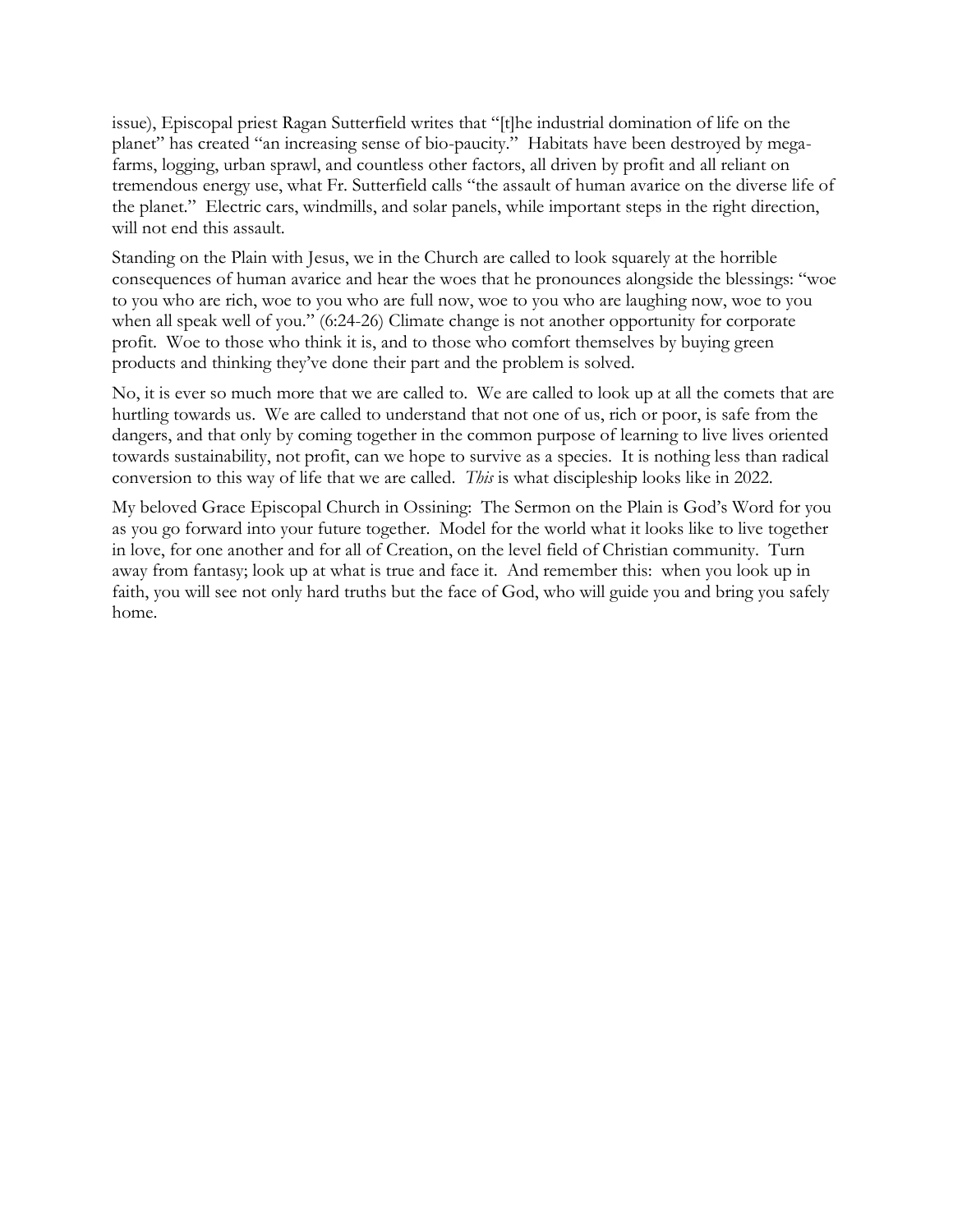issue), Episcopal priest Ragan Sutterfield writes that "[t]he industrial domination of life on the planet" has created "an increasing sense of bio-paucity." Habitats have been destroyed by mega-farms, logging, urban sprawl, and countless other factors, all driven by profit and all reliant on tremendous energy use, what Fr. Sutterfield calls "the assault of human avarice on the diverse life of the planet." Electric cars, windmills, and solar panels, while important steps in the right direction, will not end this assault.

Standing on the Plain with Jesus, we in the Church are called to look squarely at the horrible consequences of human avarice and hear the woes that he pronounces alongside the blessings: "woe to you who are rich, woe to you who are full now, woe to you who are laughing now, woe to you when all speak well of you." (6:24-26) Climate change is not another opportunity for corporate profit. Woe to those who think it is, and to those who comfort themselves by buying green products and thinking they've done their part and the problem is solved.

No, it is ever so much more that we are called to. We are called to look up at all the comets that are hurtling towards us. We are called to understand that not one of us, rich or poor, is safe from the dangers, and that only by coming together in the common purpose of learning to live lives oriented towards sustainability, not profit, can we hope to survive as a species. It is nothing less than radical conversion to this way of life that we are called. *This* is what discipleship looks like in 2022.

My beloved Grace Episcopal Church in Ossining: The Sermon on the Plain is God's Word for you as you go forward into your future together. Model for the world what it looks like to live together in love, for one another and for all of Creation, on the level field of Christian community. Turn away from fantasy; look up at what is true and face it. And remember this: when you look up in faith, you will see not only hard truths but the face of God, who will guide you and bring you safely home.